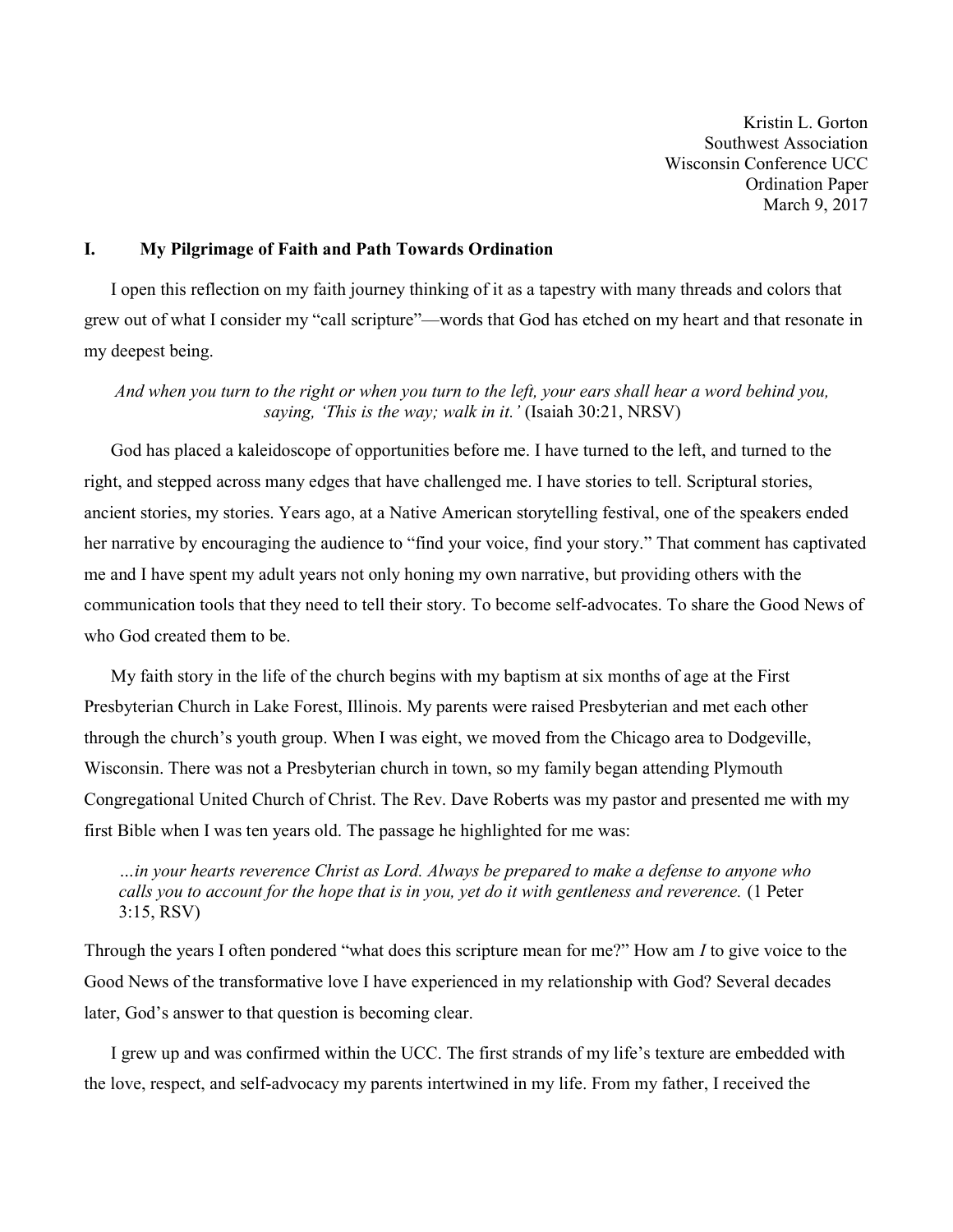Kristin L. Gorton
Southwest Association
Wisconsin Conference UCC
Ordination Paper
March 9, 2017

## I. My Pilgrimage of Faith and Path Towards Ordination

I open this reflection on my faith journey thinking of it as a tapestry with many threads and colors that grew out of what I consider my "call scripture"—words that God has etched on my heart and that resonate in my deepest being.

> *And when you turn to the right or when you turn to the left, your ears shall hear a word behind you, saying, 'This is the way; walk in it.'* (Isaiah 30:21, NRSV)

God has placed a kaleidoscope of opportunities before me. I have turned to the left, and turned to the right, and stepped across many edges that have challenged me. I have stories to tell. Scriptural stories, ancient stories, my stories. Years ago, at a Native American storytelling festival, one of the speakers ended her narrative by encouraging the audience to "find your voice, find your story." That comment has captivated me and I have spent my adult years not only honing my own narrative, but providing others with the communication tools that they need to tell their story. To become self-advocates. To share the Good News of who God created them to be.

My faith story in the life of the church begins with my baptism at six months of age at the First Presbyterian Church in Lake Forest, Illinois. My parents were raised Presbyterian and met each other through the church's youth group. When I was eight, we moved from the Chicago area to Dodgeville, Wisconsin. There was not a Presbyterian church in town, so my family began attending Plymouth Congregational United Church of Christ. The Rev. Dave Roberts was my pastor and presented me with my first Bible when I was ten years old. The passage he highlighted for me was:

> *…in your hearts reverence Christ as Lord. Always be prepared to make a defense to anyone who calls you to account for the hope that is in you, yet do it with gentleness and reverence.* (1 Peter 3:15, RSV)

Through the years I often pondered "what does this scripture mean for me?" How am *I* to give voice to the Good News of the transformative love I have experienced in my relationship with God? Several decades later, God's answer to that question is becoming clear.

I grew up and was confirmed within the UCC. The first strands of my life's texture are embedded with the love, respect, and self-advocacy my parents intertwined in my life. From my father, I received the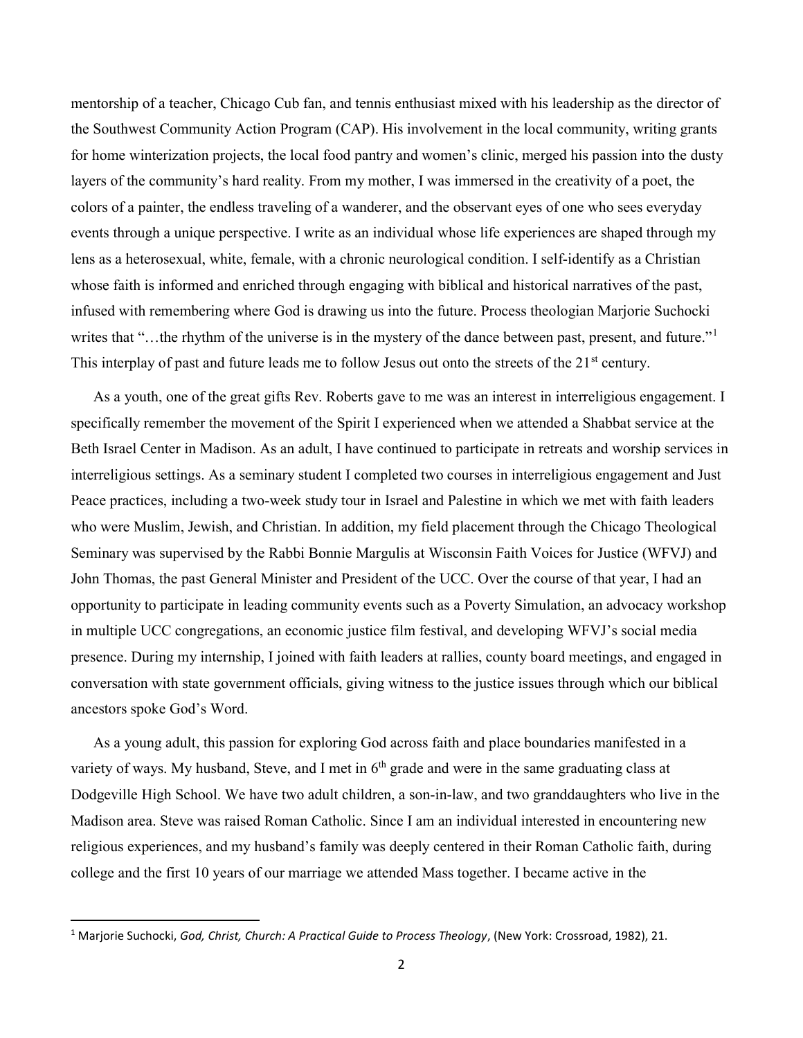mentorship of a teacher, Chicago Cub fan, and tennis enthusiast mixed with his leadership as the director of the Southwest Community Action Program (CAP). His involvement in the local community, writing grants for home winterization projects, the local food pantry and women's clinic, merged his passion into the dusty layers of the community's hard reality. From my mother, I was immersed in the creativity of a poet, the colors of a painter, the endless traveling of a wanderer, and the observant eyes of one who sees everyday events through a unique perspective. I write as an individual whose life experiences are shaped through my lens as a heterosexual, white, female, with a chronic neurological condition. I self-identify as a Christian whose faith is informed and enriched through engaging with biblical and historical narratives of the past, infused with remembering where God is drawing us into the future. Process theologian Marjorie Suchocki writes that "…the rhythm of the universe is in the mystery of the dance between past, present, and future."[1] This interplay of past and future leads me to follow Jesus out onto the streets of the 21st century.

As a youth, one of the great gifts Rev. Roberts gave to me was an interest in interreligious engagement. I specifically remember the movement of the Spirit I experienced when we attended a Shabbat service at the Beth Israel Center in Madison. As an adult, I have continued to participate in retreats and worship services in interreligious settings. As a seminary student I completed two courses in interreligious engagement and Just Peace practices, including a two-week study tour in Israel and Palestine in which we met with faith leaders who were Muslim, Jewish, and Christian. In addition, my field placement through the Chicago Theological Seminary was supervised by the Rabbi Bonnie Margulis at Wisconsin Faith Voices for Justice (WFVJ) and John Thomas, the past General Minister and President of the UCC. Over the course of that year, I had an opportunity to participate in leading community events such as a Poverty Simulation, an advocacy workshop in multiple UCC congregations, an economic justice film festival, and developing WFVJ's social media presence. During my internship, I joined with faith leaders at rallies, county board meetings, and engaged in conversation with state government officials, giving witness to the justice issues through which our biblical ancestors spoke God's Word.

As a young adult, this passion for exploring God across faith and place boundaries manifested in a variety of ways. My husband, Steve, and I met in 6th grade and were in the same graduating class at Dodgeville High School. We have two adult children, a son-in-law, and two granddaughters who live in the Madison area. Steve was raised Roman Catholic. Since I am an individual interested in encountering new religious experiences, and my husband's family was deeply centered in their Roman Catholic faith, during college and the first 10 years of our marriage we attended Mass together. I became active in the

---

[1] Marjorie Suchocki, *God, Christ, Church: A Practical Guide to Process Theology*, (New York: Crossroad, 1982), 21.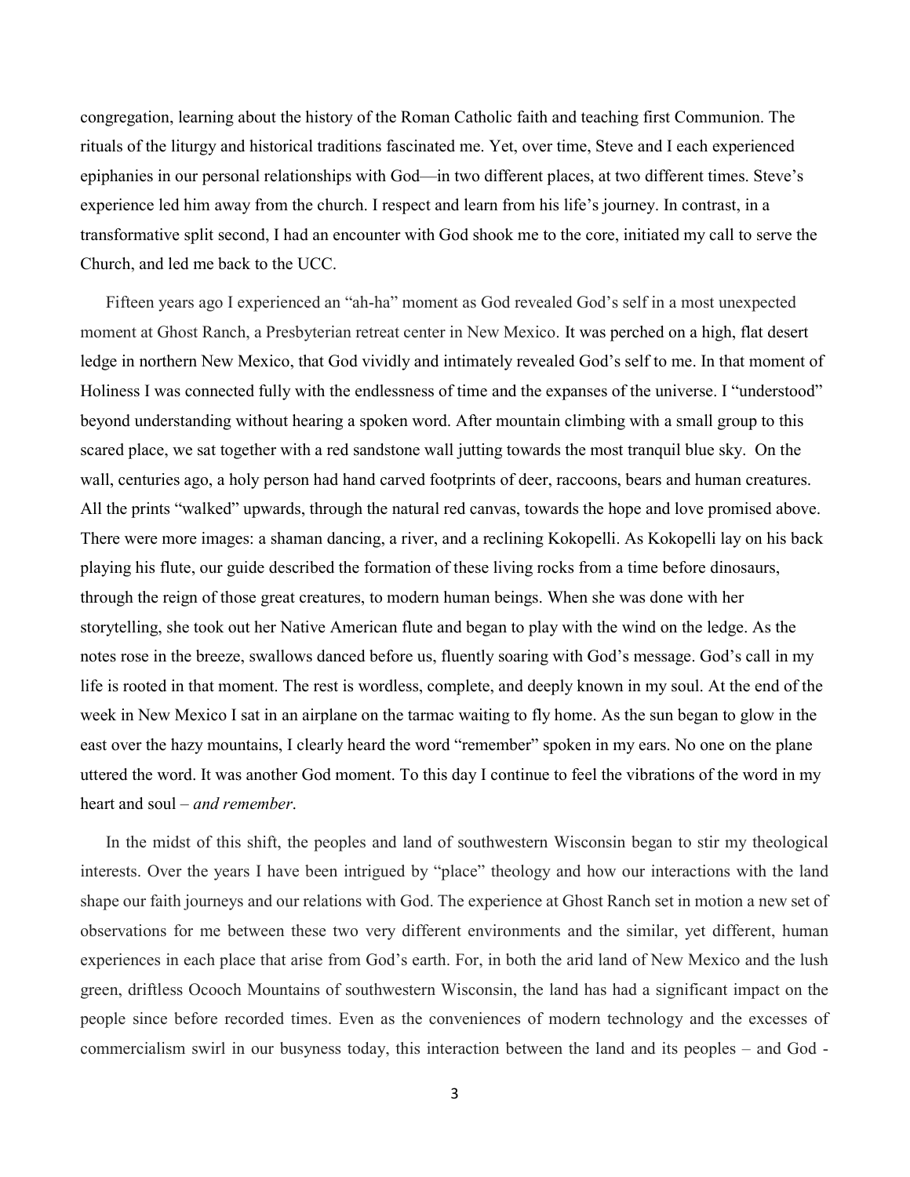congregation, learning about the history of the Roman Catholic faith and teaching first Communion. The rituals of the liturgy and historical traditions fascinated me. Yet, over time, Steve and I each experienced epiphanies in our personal relationships with God—in two different places, at two different times. Steve's experience led him away from the church. I respect and learn from his life's journey. In contrast, in a transformative split second, I had an encounter with God shook me to the core, initiated my call to serve the Church, and led me back to the UCC.

Fifteen years ago I experienced an "ah-ha" moment as God revealed God's self in a most unexpected moment at Ghost Ranch, a Presbyterian retreat center in New Mexico. It was perched on a high, flat desert ledge in northern New Mexico, that God vividly and intimately revealed God's self to me. In that moment of Holiness I was connected fully with the endlessness of time and the expanses of the universe. I "understood" beyond understanding without hearing a spoken word. After mountain climbing with a small group to this scared place, we sat together with a red sandstone wall jutting towards the most tranquil blue sky. On the wall, centuries ago, a holy person had hand carved footprints of deer, raccoons, bears and human creatures. All the prints "walked" upwards, through the natural red canvas, towards the hope and love promised above. There were more images: a shaman dancing, a river, and a reclining Kokopelli. As Kokopelli lay on his back playing his flute, our guide described the formation of these living rocks from a time before dinosaurs, through the reign of those great creatures, to modern human beings. When she was done with her storytelling, she took out her Native American flute and began to play with the wind on the ledge. As the notes rose in the breeze, swallows danced before us, fluently soaring with God's message. God's call in my life is rooted in that moment. The rest is wordless, complete, and deeply known in my soul. At the end of the week in New Mexico I sat in an airplane on the tarmac waiting to fly home. As the sun began to glow in the east over the hazy mountains, I clearly heard the word "remember" spoken in my ears. No one on the plane uttered the word. It was another God moment. To this day I continue to feel the vibrations of the word in my heart and soul – *and remember*.

In the midst of this shift, the peoples and land of southwestern Wisconsin began to stir my theological interests. Over the years I have been intrigued by "place" theology and how our interactions with the land shape our faith journeys and our relations with God. The experience at Ghost Ranch set in motion a new set of observations for me between these two very different environments and the similar, yet different, human experiences in each place that arise from God's earth. For, in both the arid land of New Mexico and the lush green, driftless Ocooch Mountains of southwestern Wisconsin, the land has had a significant impact on the people since before recorded times. Even as the conveniences of modern technology and the excesses of commercialism swirl in our busyness today, this interaction between the land and its peoples – and God -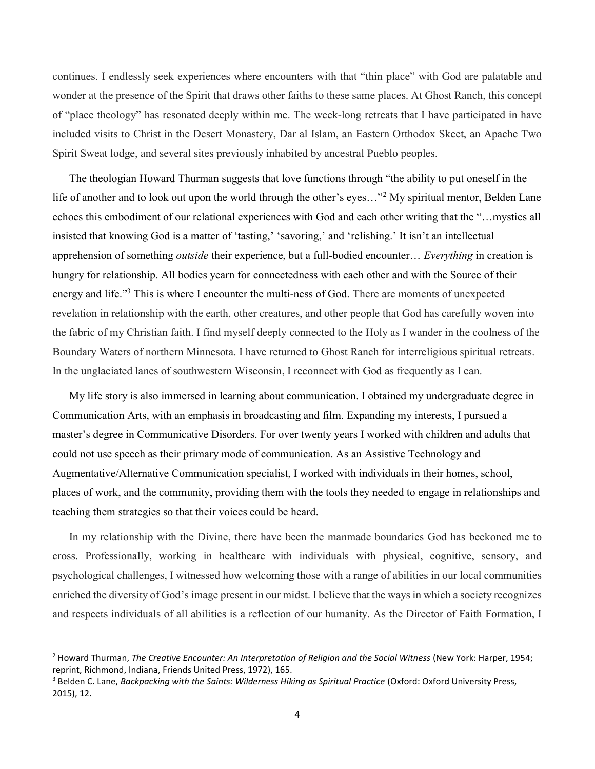continues. I endlessly seek experiences where encounters with that "thin place" with God are palatable and wonder at the presence of the Spirit that draws other faiths to these same places. At Ghost Ranch, this concept of "place theology" has resonated deeply within me. The week-long retreats that I have participated in have included visits to Christ in the Desert Monastery, Dar al Islam, an Eastern Orthodox Skeet, an Apache Two Spirit Sweat lodge, and several sites previously inhabited by ancestral Pueblo peoples.

The theologian Howard Thurman suggests that love functions through "the ability to put oneself in the life of another and to look out upon the world through the other's eyes…"[2] My spiritual mentor, Belden Lane echoes this embodiment of our relational experiences with God and each other writing that the "…mystics all insisted that knowing God is a matter of 'tasting,' 'savoring,' and 'relishing.' It isn't an intellectual apprehension of something *outside* their experience, but a full-bodied encounter… *Everything* in creation is hungry for relationship. All bodies yearn for connectedness with each other and with the Source of their energy and life."[3] This is where I encounter the multi-ness of God. There are moments of unexpected revelation in relationship with the earth, other creatures, and other people that God has carefully woven into the fabric of my Christian faith. I find myself deeply connected to the Holy as I wander in the coolness of the Boundary Waters of northern Minnesota. I have returned to Ghost Ranch for interreligious spiritual retreats. In the unglaciated lanes of southwestern Wisconsin, I reconnect with God as frequently as I can.

My life story is also immersed in learning about communication. I obtained my undergraduate degree in Communication Arts, with an emphasis in broadcasting and film. Expanding my interests, I pursued a master's degree in Communicative Disorders. For over twenty years I worked with children and adults that could not use speech as their primary mode of communication. As an Assistive Technology and Augmentative/Alternative Communication specialist, I worked with individuals in their homes, school, places of work, and the community, providing them with the tools they needed to engage in relationships and teaching them strategies so that their voices could be heard.

In my relationship with the Divine, there have been the manmade boundaries God has beckoned me to cross. Professionally, working in healthcare with individuals with physical, cognitive, sensory, and psychological challenges, I witnessed how welcoming those with a range of abilities in our local communities enriched the diversity of God's image present in our midst. I believe that the ways in which a society recognizes and respects individuals of all abilities is a reflection of our humanity. As the Director of Faith Formation, I

---

[2] Howard Thurman, *The Creative Encounter: An Interpretation of Religion and the Social Witness* (New York: Harper, 1954; reprint, Richmond, Indiana, Friends United Press, 1972), 165.

[3] Belden C. Lane, *Backpacking with the Saints: Wilderness Hiking as Spiritual Practice* (Oxford: Oxford University Press, 2015), 12.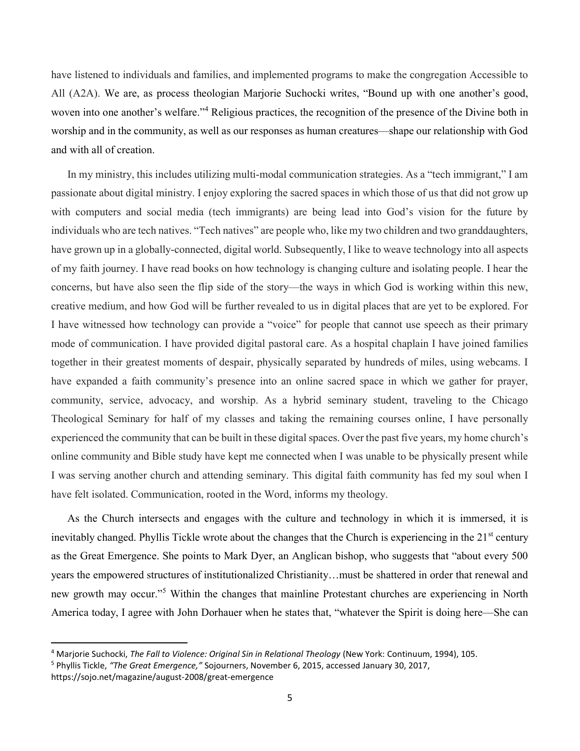have listened to individuals and families, and implemented programs to make the congregation Accessible to All (A2A). We are, as process theologian Marjorie Suchocki writes, "Bound up with one another's good, woven into one another's welfare."[4] Religious practices, the recognition of the presence of the Divine both in worship and in the community, as well as our responses as human creatures—shape our relationship with God and with all of creation.

In my ministry, this includes utilizing multi-modal communication strategies. As a "tech immigrant," I am passionate about digital ministry. I enjoy exploring the sacred spaces in which those of us that did not grow up with computers and social media (tech immigrants) are being lead into God's vision for the future by individuals who are tech natives. "Tech natives" are people who, like my two children and two granddaughters, have grown up in a globally-connected, digital world. Subsequently, I like to weave technology into all aspects of my faith journey. I have read books on how technology is changing culture and isolating people. I hear the concerns, but have also seen the flip side of the story—the ways in which God is working within this new, creative medium, and how God will be further revealed to us in digital places that are yet to be explored. For I have witnessed how technology can provide a "voice" for people that cannot use speech as their primary mode of communication. I have provided digital pastoral care. As a hospital chaplain I have joined families together in their greatest moments of despair, physically separated by hundreds of miles, using webcams. I have expanded a faith community's presence into an online sacred space in which we gather for prayer, community, service, advocacy, and worship. As a hybrid seminary student, traveling to the Chicago Theological Seminary for half of my classes and taking the remaining courses online, I have personally experienced the community that can be built in these digital spaces. Over the past five years, my home church's online community and Bible study have kept me connected when I was unable to be physically present while I was serving another church and attending seminary. This digital faith community has fed my soul when I have felt isolated. Communication, rooted in the Word, informs my theology.

As the Church intersects and engages with the culture and technology in which it is immersed, it is inevitably changed. Phyllis Tickle wrote about the changes that the Church is experiencing in the 21st century as the Great Emergence. She points to Mark Dyer, an Anglican bishop, who suggests that "about every 500 years the empowered structures of institutionalized Christianity…must be shattered in order that renewal and new growth may occur."[5] Within the changes that mainline Protestant churches are experiencing in North America today, I agree with John Dorhauer when he states that, "whatever the Spirit is doing here—She can

---

[4] Marjorie Suchocki, *The Fall to Violence: Original Sin in Relational Theology* (New York: Continuum, 1994), 105.

[5] Phyllis Tickle, *"The Great Emergence,"* Sojourners, November 6, 2015, accessed January 30, 2017, https://sojo.net/magazine/august-2008/great-emergence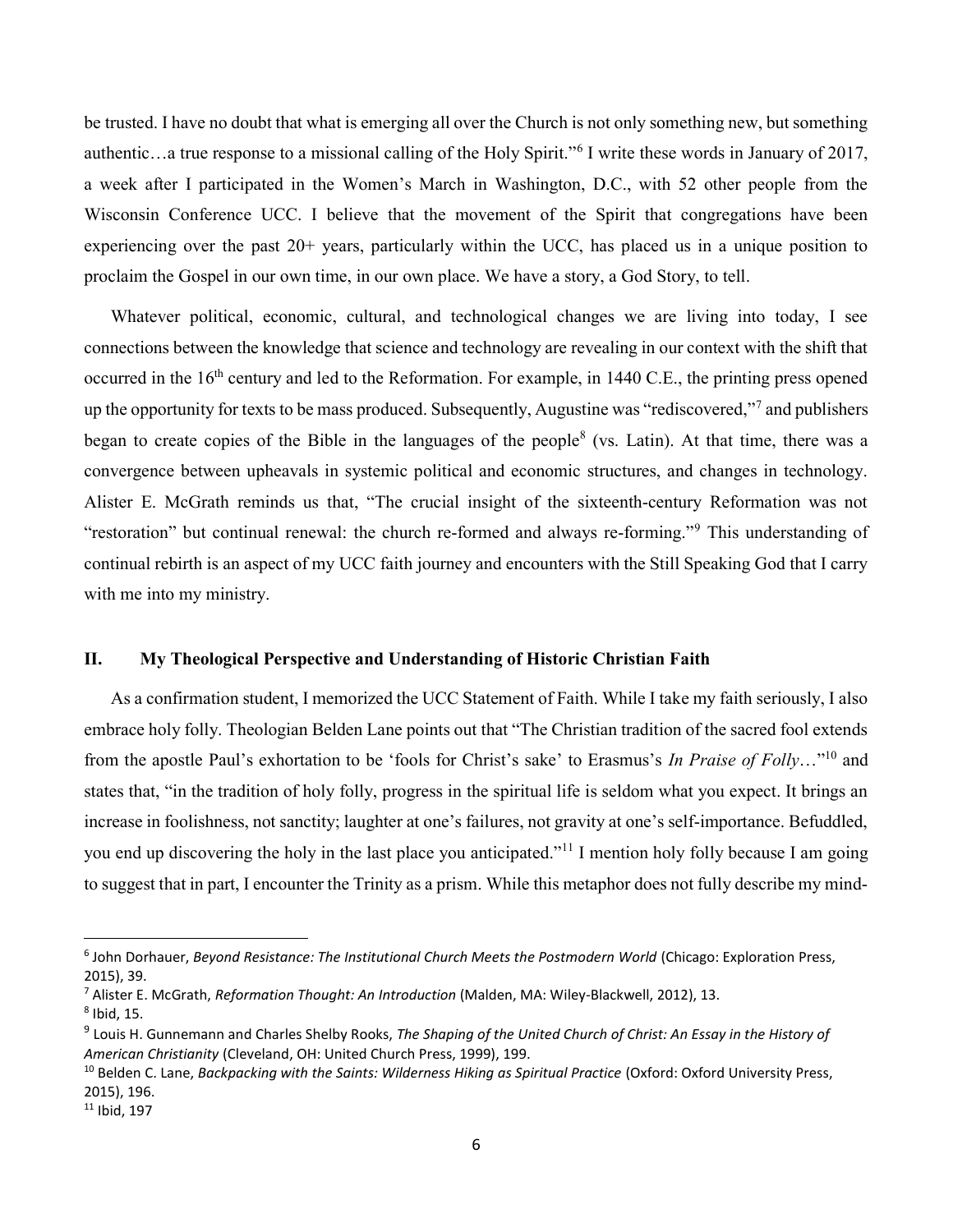be trusted. I have no doubt that what is emerging all over the Church is not only something new, but something authentic…a true response to a missional calling of the Holy Spirit."[6] I write these words in January of 2017, a week after I participated in the Women's March in Washington, D.C., with 52 other people from the Wisconsin Conference UCC. I believe that the movement of the Spirit that congregations have been experiencing over the past 20+ years, particularly within the UCC, has placed us in a unique position to proclaim the Gospel in our own time, in our own place. We have a story, a God Story, to tell.

Whatever political, economic, cultural, and technological changes we are living into today, I see connections between the knowledge that science and technology are revealing in our context with the shift that occurred in the 16th century and led to the Reformation. For example, in 1440 C.E., the printing press opened up the opportunity for texts to be mass produced. Subsequently, Augustine was "rediscovered,"[7] and publishers began to create copies of the Bible in the languages of the people[8] (vs. Latin). At that time, there was a convergence between upheavals in systemic political and economic structures, and changes in technology. Alister E. McGrath reminds us that, "The crucial insight of the sixteenth-century Reformation was not "restoration" but continual renewal: the church re-formed and always re-forming."[9] This understanding of continual rebirth is an aspect of my UCC faith journey and encounters with the Still Speaking God that I carry with me into my ministry.

## II. My Theological Perspective and Understanding of Historic Christian Faith

As a confirmation student, I memorized the UCC Statement of Faith. While I take my faith seriously, I also embrace holy folly. Theologian Belden Lane points out that "The Christian tradition of the sacred fool extends from the apostle Paul's exhortation to be 'fools for Christ's sake' to Erasmus's *In Praise of Folly*…"[10] and states that, "in the tradition of holy folly, progress in the spiritual life is seldom what you expect. It brings an increase in foolishness, not sanctity; laughter at one's failures, not gravity at one's self-importance. Befuddled, you end up discovering the holy in the last place you anticipated."[11] I mention holy folly because I am going to suggest that in part, I encounter the Trinity as a prism. While this metaphor does not fully describe my mind-

---

[6] John Dorhauer, *Beyond Resistance: The Institutional Church Meets the Postmodern World* (Chicago: Exploration Press, 2015), 39.

[7] Alister E. McGrath, *Reformation Thought: An Introduction* (Malden, MA: Wiley-Blackwell, 2012), 13.

[8] Ibid, 15.

[9] Louis H. Gunnemann and Charles Shelby Rooks, *The Shaping of the United Church of Christ: An Essay in the History of American Christianity* (Cleveland, OH: United Church Press, 1999), 199.

[10] Belden C. Lane, *Backpacking with the Saints: Wilderness Hiking as Spiritual Practice* (Oxford: Oxford University Press, 2015), 196.

[11] Ibid, 197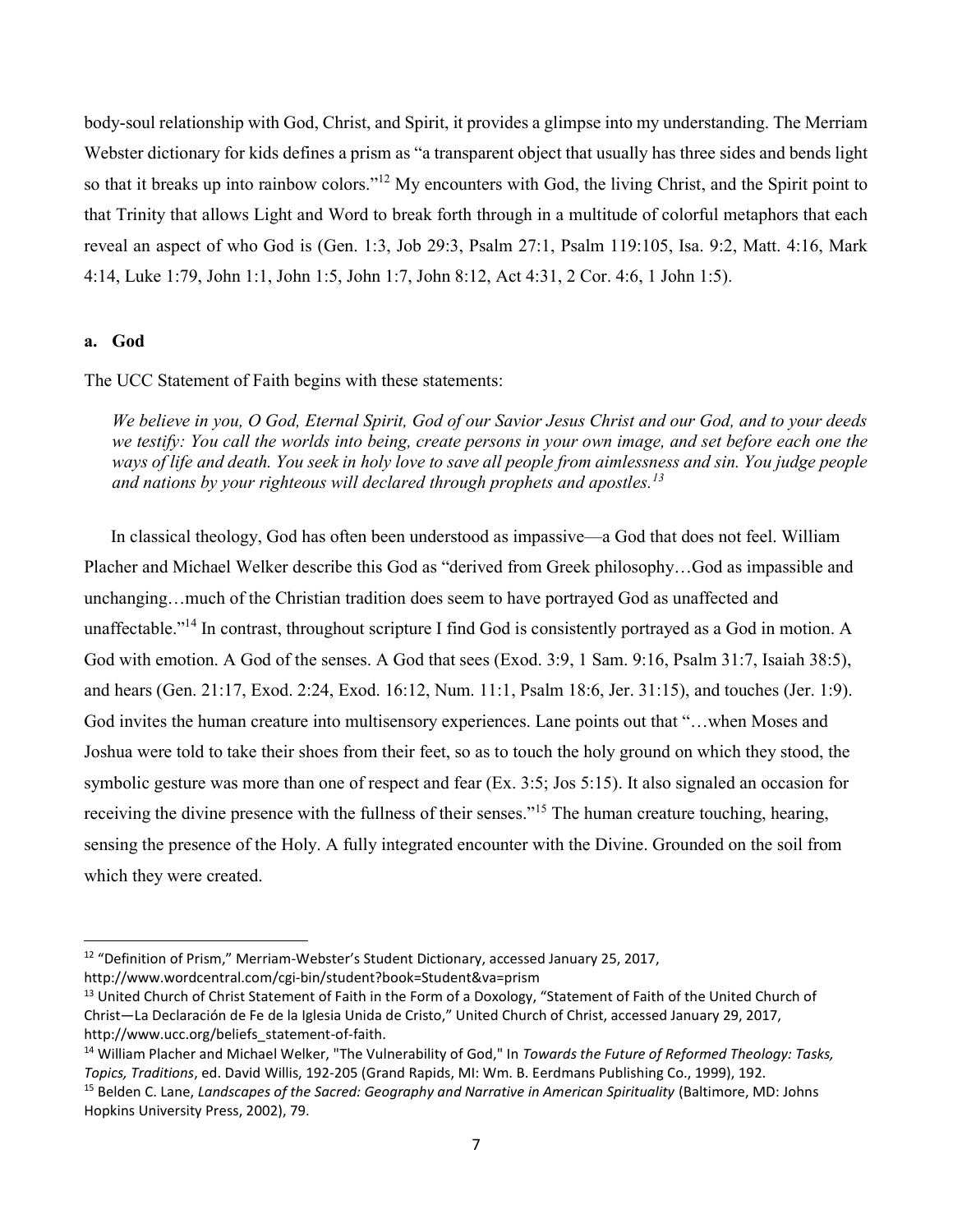body-soul relationship with God, Christ, and Spirit, it provides a glimpse into my understanding. The Merriam Webster dictionary for kids defines a prism as "a transparent object that usually has three sides and bends light so that it breaks up into rainbow colors."[12] My encounters with God, the living Christ, and the Spirit point to that Trinity that allows Light and Word to break forth through in a multitude of colorful metaphors that each reveal an aspect of who God is (Gen. 1:3, Job 29:3, Psalm 27:1, Psalm 119:105, Isa. 9:2, Matt. 4:16, Mark 4:14, Luke 1:79, John 1:1, John 1:5, John 1:7, John 8:12, Act 4:31, 2 Cor. 4:6, 1 John 1:5).

### a. God

The UCC Statement of Faith begins with these statements:

> *We believe in you, O God, Eternal Spirit, God of our Savior Jesus Christ and our God, and to your deeds we testify: You call the worlds into being, create persons in your own image, and set before each one the ways of life and death. You seek in holy love to save all people from aimlessness and sin. You judge people and nations by your righteous will declared through prophets and apostles.*[13]

In classical theology, God has often been understood as impassive—a God that does not feel. William Placher and Michael Welker describe this God as "derived from Greek philosophy…God as impassible and unchanging…much of the Christian tradition does seem to have portrayed God as unaffected and unaffectable."[14] In contrast, throughout scripture I find God is consistently portrayed as a God in motion. A God with emotion. A God of the senses. A God that sees (Exod. 3:9, 1 Sam. 9:16, Psalm 31:7, Isaiah 38:5), and hears (Gen. 21:17, Exod. 2:24, Exod. 16:12, Num. 11:1, Psalm 18:6, Jer. 31:15), and touches (Jer. 1:9). God invites the human creature into multisensory experiences. Lane points out that "…when Moses and Joshua were told to take their shoes from their feet, so as to touch the holy ground on which they stood, the symbolic gesture was more than one of respect and fear (Ex. 3:5; Jos 5:15). It also signaled an occasion for receiving the divine presence with the fullness of their senses."[15] The human creature touching, hearing, sensing the presence of the Holy. A fully integrated encounter with the Divine. Grounded on the soil from which they were created.

---

[12] "Definition of Prism," Merriam-Webster's Student Dictionary, accessed January 25, 2017, http://www.wordcentral.com/cgi-bin/student?book=Student&va=prism

[13] United Church of Christ Statement of Faith in the Form of a Doxology, "Statement of Faith of the United Church of Christ—La Declaración de Fe de la Iglesia Unida de Cristo," United Church of Christ, accessed January 29, 2017, http://www.ucc.org/beliefs_statement-of-faith.

[14] William Placher and Michael Welker, "The Vulnerability of God," In *Towards the Future of Reformed Theology: Tasks, Topics, Traditions*, ed. David Willis, 192-205 (Grand Rapids, MI: Wm. B. Eerdmans Publishing Co., 1999), 192.

[15] Belden C. Lane, *Landscapes of the Sacred: Geography and Narrative in American Spirituality* (Baltimore, MD: Johns Hopkins University Press, 2002), 79.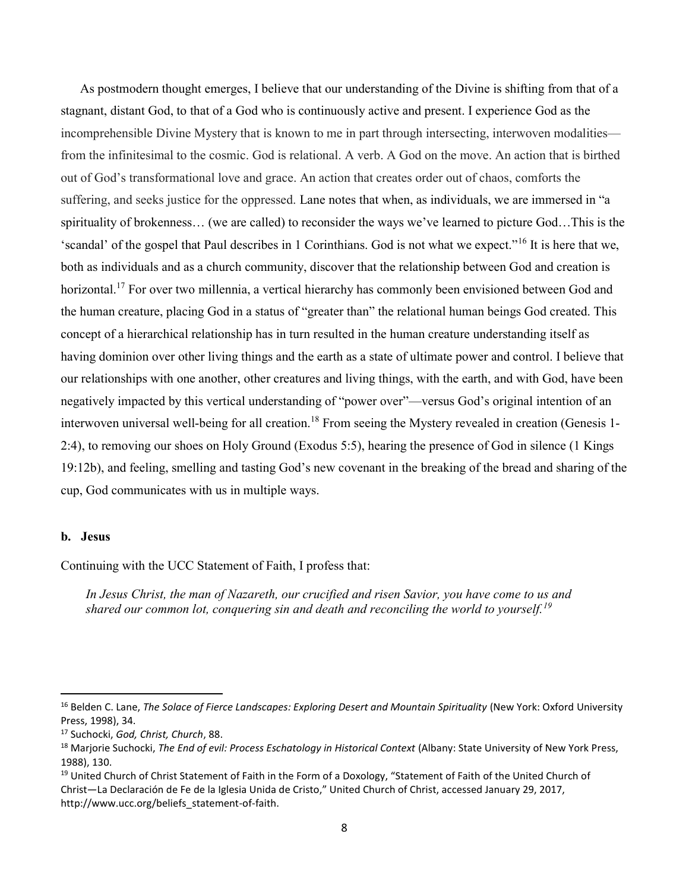As postmodern thought emerges, I believe that our understanding of the Divine is shifting from that of a stagnant, distant God, to that of a God who is continuously active and present. I experience God as the incomprehensible Divine Mystery that is known to me in part through intersecting, interwoven modalities—from the infinitesimal to the cosmic. God is relational. A verb. A God on the move. An action that is birthed out of God's transformational love and grace. An action that creates order out of chaos, comforts the suffering, and seeks justice for the oppressed. Lane notes that when, as individuals, we are immersed in "a spirituality of brokenness… (we are called) to reconsider the ways we've learned to picture God…This is the 'scandal' of the gospel that Paul describes in 1 Corinthians. God is not what we expect."[16] It is here that we, both as individuals and as a church community, discover that the relationship between God and creation is horizontal.[17] For over two millennia, a vertical hierarchy has commonly been envisioned between God and the human creature, placing God in a status of "greater than" the relational human beings God created. This concept of a hierarchical relationship has in turn resulted in the human creature understanding itself as having dominion over other living things and the earth as a state of ultimate power and control. I believe that our relationships with one another, other creatures and living things, with the earth, and with God, have been negatively impacted by this vertical understanding of "power over"—versus God's original intention of an interwoven universal well-being for all creation.[18] From seeing the Mystery revealed in creation (Genesis 1-2:4), to removing our shoes on Holy Ground (Exodus 5:5), hearing the presence of God in silence (1 Kings 19:12b), and feeling, smelling and tasting God's new covenant in the breaking of the bread and sharing of the cup, God communicates with us in multiple ways.

**b. Jesus**

Continuing with the UCC Statement of Faith, I profess that:

> *In Jesus Christ, the man of Nazareth, our crucified and risen Savior, you have come to us and shared our common lot, conquering sin and death and reconciling the world to yourself.*[19]

---

[16] Belden C. Lane, *The Solace of Fierce Landscapes: Exploring Desert and Mountain Spirituality* (New York: Oxford University Press, 1998), 34.

[17] Suchocki, *God, Christ, Church*, 88.

[18] Marjorie Suchocki, *The End of evil: Process Eschatology in Historical Context* (Albany: State University of New York Press, 1988), 130.

[19] United Church of Christ Statement of Faith in the Form of a Doxology, "Statement of Faith of the United Church of Christ—La Declaración de Fe de la Iglesia Unida de Cristo," United Church of Christ, accessed January 29, 2017, http://www.ucc.org/beliefs_statement-of-faith.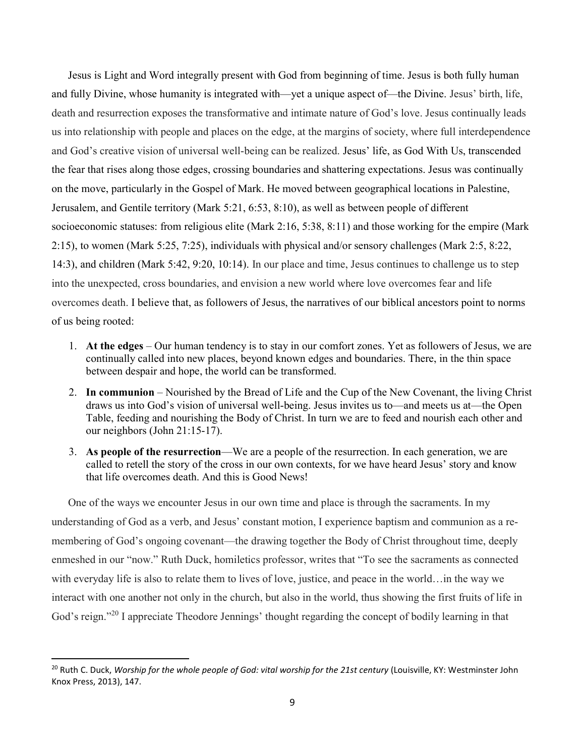Jesus is Light and Word integrally present with God from beginning of time. Jesus is both fully human and fully Divine, whose humanity is integrated with—yet a unique aspect of—the Divine. Jesus' birth, life, death and resurrection exposes the transformative and intimate nature of God's love. Jesus continually leads us into relationship with people and places on the edge, at the margins of society, where full interdependence and God's creative vision of universal well-being can be realized. Jesus' life, as God With Us, transcended the fear that rises along those edges, crossing boundaries and shattering expectations. Jesus was continually on the move, particularly in the Gospel of Mark. He moved between geographical locations in Palestine, Jerusalem, and Gentile territory (Mark 5:21, 6:53, 8:10), as well as between people of different socioeconomic statuses: from religious elite (Mark 2:16, 5:38, 8:11) and those working for the empire (Mark 2:15), to women (Mark 5:25, 7:25), individuals with physical and/or sensory challenges (Mark 2:5, 8:22, 14:3), and children (Mark 5:42, 9:20, 10:14). In our place and time, Jesus continues to challenge us to step into the unexpected, cross boundaries, and envision a new world where love overcomes fear and life overcomes death. I believe that, as followers of Jesus, the narratives of our biblical ancestors point to norms of us being rooted:

1. **At the edges** – Our human tendency is to stay in our comfort zones. Yet as followers of Jesus, we are continually called into new places, beyond known edges and boundaries. There, in the thin space between despair and hope, the world can be transformed.
2. **In communion** – Nourished by the Bread of Life and the Cup of the New Covenant, the living Christ draws us into God's vision of universal well-being. Jesus invites us to—and meets us at—the Open Table, feeding and nourishing the Body of Christ. In turn we are to feed and nourish each other and our neighbors (John 21:15-17).
3. **As people of the resurrection**—We are a people of the resurrection. In each generation, we are called to retell the story of the cross in our own contexts, for we have heard Jesus' story and know that life overcomes death. And this is Good News!

One of the ways we encounter Jesus in our own time and place is through the sacraments. In my understanding of God as a verb, and Jesus' constant motion, I experience baptism and communion as a re-membering of God's ongoing covenant—the drawing together the Body of Christ throughout time, deeply enmeshed in our "now." Ruth Duck, homiletics professor, writes that "To see the sacraments as connected with everyday life is also to relate them to lives of love, justice, and peace in the world…in the way we interact with one another not only in the church, but also in the world, thus showing the first fruits of life in God's reign."[20] I appreciate Theodore Jennings' thought regarding the concept of bodily learning in that

[20] Ruth C. Duck, *Worship for the whole people of God: vital worship for the 21st century* (Louisville, KY: Westminster John Knox Press, 2013), 147.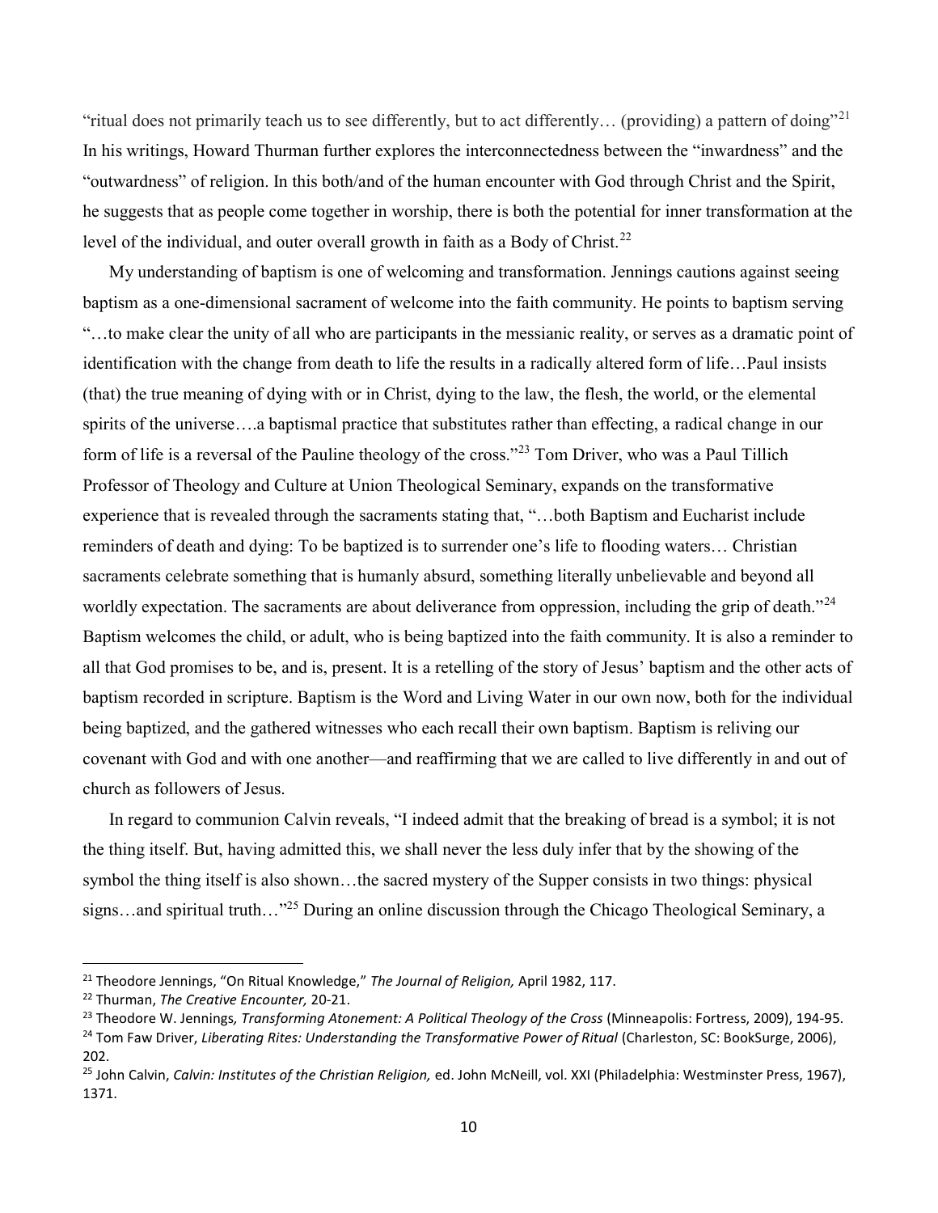"ritual does not primarily teach us to see differently, but to act differently… (providing) a pattern of doing"[21] In his writings, Howard Thurman further explores the interconnectedness between the "inwardness" and the "outwardness" of religion. In this both/and of the human encounter with God through Christ and the Spirit, he suggests that as people come together in worship, there is both the potential for inner transformation at the level of the individual, and outer overall growth in faith as a Body of Christ.[22]

My understanding of baptism is one of welcoming and transformation. Jennings cautions against seeing baptism as a one-dimensional sacrament of welcome into the faith community. He points to baptism serving "…to make clear the unity of all who are participants in the messianic reality, or serves as a dramatic point of identification with the change from death to life the results in a radically altered form of life…Paul insists (that) the true meaning of dying with or in Christ, dying to the law, the flesh, the world, or the elemental spirits of the universe….a baptismal practice that substitutes rather than effecting, a radical change in our form of life is a reversal of the Pauline theology of the cross."[23] Tom Driver, who was a Paul Tillich Professor of Theology and Culture at Union Theological Seminary, expands on the transformative experience that is revealed through the sacraments stating that, "…both Baptism and Eucharist include reminders of death and dying: To be baptized is to surrender one's life to flooding waters… Christian sacraments celebrate something that is humanly absurd, something literally unbelievable and beyond all worldly expectation. The sacraments are about deliverance from oppression, including the grip of death."[24] Baptism welcomes the child, or adult, who is being baptized into the faith community. It is also a reminder to all that God promises to be, and is, present. It is a retelling of the story of Jesus' baptism and the other acts of baptism recorded in scripture. Baptism is the Word and Living Water in our own now, both for the individual being baptized, and the gathered witnesses who each recall their own baptism. Baptism is reliving our covenant with God and with one another—and reaffirming that we are called to live differently in and out of church as followers of Jesus.

In regard to communion Calvin reveals, "I indeed admit that the breaking of bread is a symbol; it is not the thing itself. But, having admitted this, we shall never the less duly infer that by the showing of the symbol the thing itself is also shown…the sacred mystery of the Supper consists in two things: physical signs…and spiritual truth…"[25] During an online discussion through the Chicago Theological Seminary, a

---

[21] Theodore Jennings, "On Ritual Knowledge," *The Journal of Religion,* April 1982, 117.

[22] Thurman, *The Creative Encounter,* 20-21.

[23] Theodore W. Jennings*, Transforming Atonement: A Political Theology of the Cross* (Minneapolis: Fortress, 2009), 194-95.

[24] Tom Faw Driver, *Liberating Rites: Understanding the Transformative Power of Ritual* (Charleston, SC: BookSurge, 2006), 202.

[25] John Calvin, *Calvin: Institutes of the Christian Religion,* ed. John McNeill, vol. XXI (Philadelphia: Westminster Press, 1967), 1371.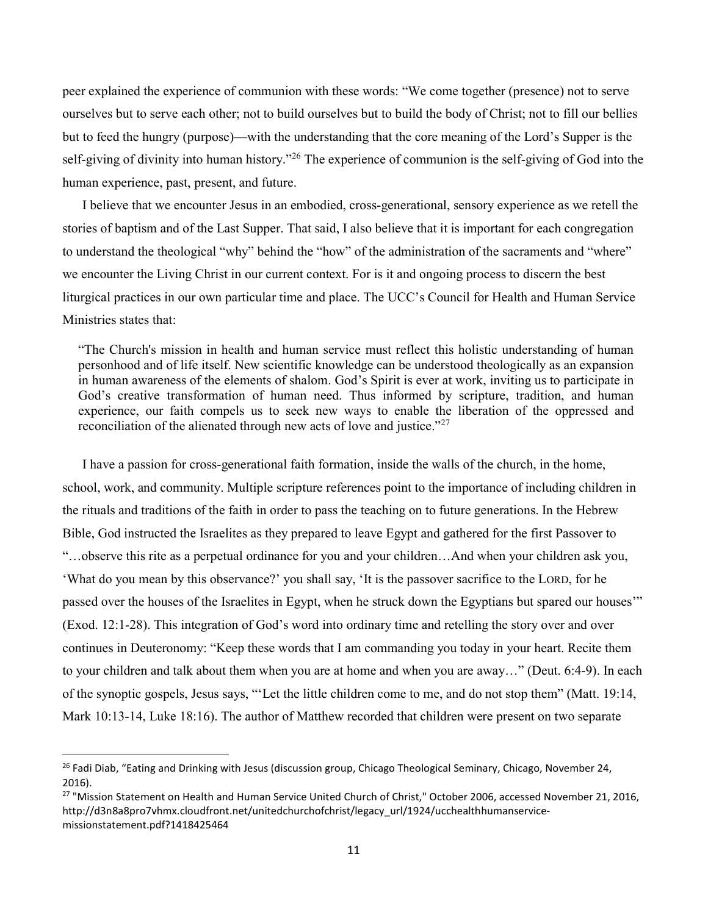peer explained the experience of communion with these words: "We come together (presence) not to serve ourselves but to serve each other; not to build ourselves but to build the body of Christ; not to fill our bellies but to feed the hungry (purpose)—with the understanding that the core meaning of the Lord's Supper is the self-giving of divinity into human history."[26] The experience of communion is the self-giving of God into the human experience, past, present, and future.

I believe that we encounter Jesus in an embodied, cross-generational, sensory experience as we retell the stories of baptism and of the Last Supper. That said, I also believe that it is important for each congregation to understand the theological "why" behind the "how" of the administration of the sacraments and "where" we encounter the Living Christ in our current context. For is it and ongoing process to discern the best liturgical practices in our own particular time and place. The UCC's Council for Health and Human Service Ministries states that:

> "The Church's mission in health and human service must reflect this holistic understanding of human personhood and of life itself. New scientific knowledge can be understood theologically as an expansion in human awareness of the elements of shalom. God's Spirit is ever at work, inviting us to participate in God's creative transformation of human need. Thus informed by scripture, tradition, and human experience, our faith compels us to seek new ways to enable the liberation of the oppressed and reconciliation of the alienated through new acts of love and justice."[27]

I have a passion for cross-generational faith formation, inside the walls of the church, in the home, school, work, and community. Multiple scripture references point to the importance of including children in the rituals and traditions of the faith in order to pass the teaching on to future generations. In the Hebrew Bible, God instructed the Israelites as they prepared to leave Egypt and gathered for the first Passover to "…observe this rite as a perpetual ordinance for you and your children…And when your children ask you, 'What do you mean by this observance?' you shall say, 'It is the passover sacrifice to the LORD, for he passed over the houses of the Israelites in Egypt, when he struck down the Egyptians but spared our houses'" (Exod. 12:1-28). This integration of God's word into ordinary time and retelling the story over and over continues in Deuteronomy: "Keep these words that I am commanding you today in your heart. Recite them to your children and talk about them when you are at home and when you are away…" (Deut. 6:4-9). In each of the synoptic gospels, Jesus says, "'Let the little children come to me, and do not stop them" (Matt. 19:14, Mark 10:13-14, Luke 18:16). The author of Matthew recorded that children were present on two separate

---

[26] Fadi Diab, "Eating and Drinking with Jesus (discussion group, Chicago Theological Seminary, Chicago, November 24, 2016).

[27] "Mission Statement on Health and Human Service United Church of Christ," October 2006, accessed November 21, 2016, http://d3n8a8pro7vhmx.cloudfront.net/unitedchurchofchrist/legacy_url/1924/ucchealthhumanservice-missionstatement.pdf?1418425464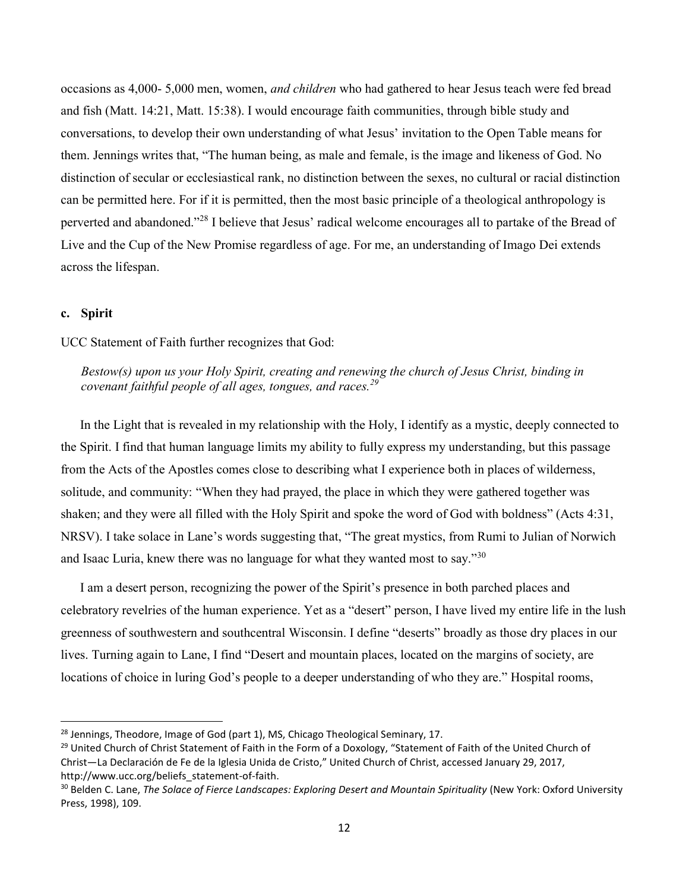occasions as 4,000- 5,000 men, women, *and children* who had gathered to hear Jesus teach were fed bread and fish (Matt. 14:21, Matt. 15:38). I would encourage faith communities, through bible study and conversations, to develop their own understanding of what Jesus' invitation to the Open Table means for them. Jennings writes that, "The human being, as male and female, is the image and likeness of God. No distinction of secular or ecclesiastical rank, no distinction between the sexes, no cultural or racial distinction can be permitted here. For if it is permitted, then the most basic principle of a theological anthropology is perverted and abandoned."[28] I believe that Jesus' radical welcome encourages all to partake of the Bread of Live and the Cup of the New Promise regardless of age. For me, an understanding of Imago Dei extends across the lifespan.

### c. Spirit

UCC Statement of Faith further recognizes that God:

> *Bestow(s) upon us your Holy Spirit, creating and renewing the church of Jesus Christ, binding in covenant faithful people of all ages, tongues, and races.*[29]

In the Light that is revealed in my relationship with the Holy, I identify as a mystic, deeply connected to the Spirit. I find that human language limits my ability to fully express my understanding, but this passage from the Acts of the Apostles comes close to describing what I experience both in places of wilderness, solitude, and community: "When they had prayed, the place in which they were gathered together was shaken; and they were all filled with the Holy Spirit and spoke the word of God with boldness" (Acts 4:31, NRSV). I take solace in Lane's words suggesting that, "The great mystics, from Rumi to Julian of Norwich and Isaac Luria, knew there was no language for what they wanted most to say."[30]

I am a desert person, recognizing the power of the Spirit's presence in both parched places and celebratory revelries of the human experience. Yet as a "desert" person, I have lived my entire life in the lush greenness of southwestern and southcentral Wisconsin. I define "deserts" broadly as those dry places in our lives. Turning again to Lane, I find "Desert and mountain places, located on the margins of society, are locations of choice in luring God's people to a deeper understanding of who they are." Hospital rooms,

---

[28] Jennings, Theodore, Image of God (part 1), MS, Chicago Theological Seminary, 17.

[29] United Church of Christ Statement of Faith in the Form of a Doxology, "Statement of Faith of the United Church of Christ—La Declaración de Fe de la Iglesia Unida de Cristo," United Church of Christ, accessed January 29, 2017, http://www.ucc.org/beliefs_statement-of-faith.

[30] Belden C. Lane, *The Solace of Fierce Landscapes: Exploring Desert and Mountain Spirituality* (New York: Oxford University Press, 1998), 109.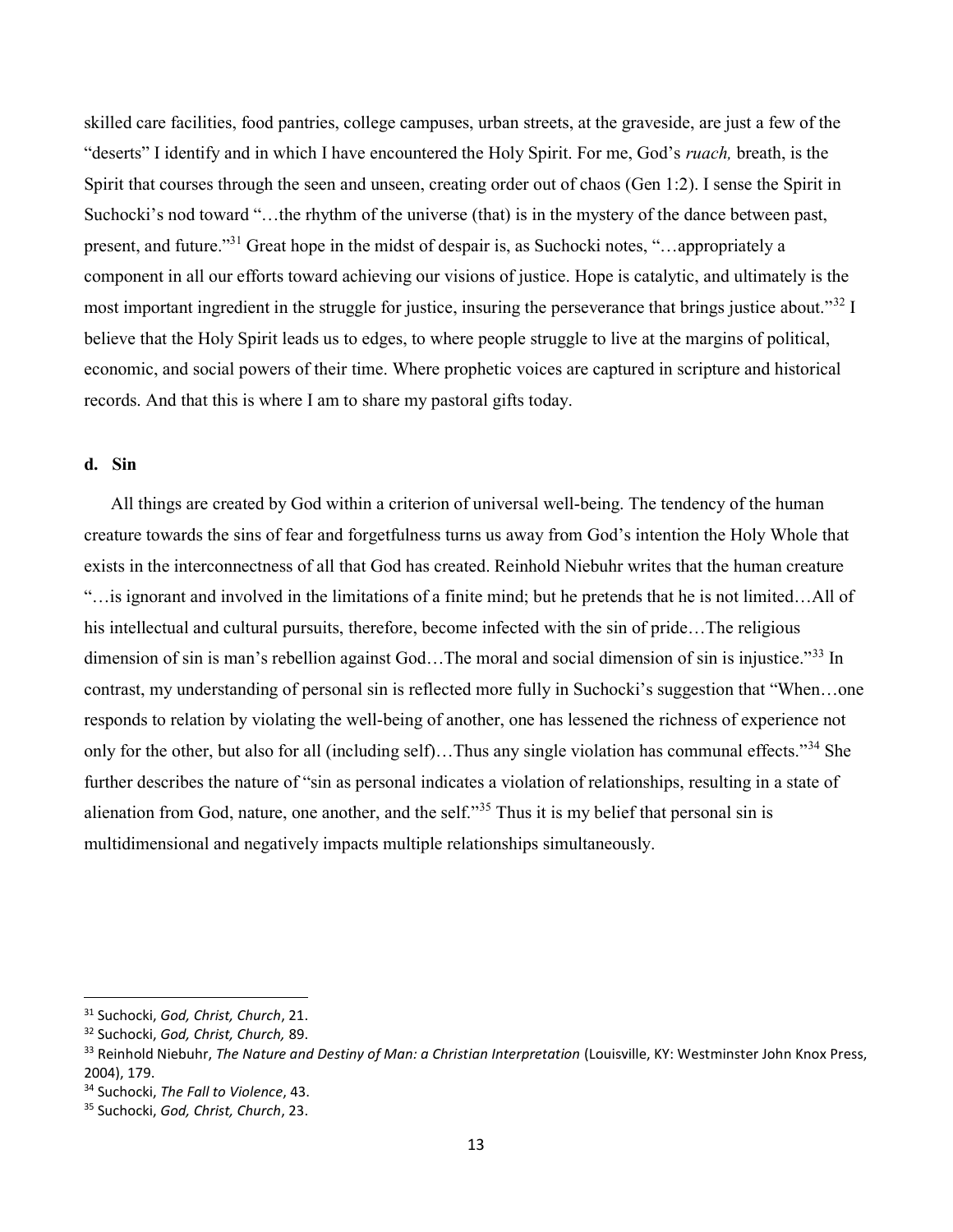skilled care facilities, food pantries, college campuses, urban streets, at the graveside, are just a few of the "deserts" I identify and in which I have encountered the Holy Spirit. For me, God's *ruach,* breath, is the Spirit that courses through the seen and unseen, creating order out of chaos (Gen 1:2). I sense the Spirit in Suchocki's nod toward "…the rhythm of the universe (that) is in the mystery of the dance between past, present, and future."[31] Great hope in the midst of despair is, as Suchocki notes, "…appropriately a component in all our efforts toward achieving our visions of justice. Hope is catalytic, and ultimately is the most important ingredient in the struggle for justice, insuring the perseverance that brings justice about."[32] I believe that the Holy Spirit leads us to edges, to where people struggle to live at the margins of political, economic, and social powers of their time. Where prophetic voices are captured in scripture and historical records. And that this is where I am to share my pastoral gifts today.

### d. Sin

All things are created by God within a criterion of universal well-being. The tendency of the human creature towards the sins of fear and forgetfulness turns us away from God's intention the Holy Whole that exists in the interconnectness of all that God has created. Reinhold Niebuhr writes that the human creature "…is ignorant and involved in the limitations of a finite mind; but he pretends that he is not limited…All of his intellectual and cultural pursuits, therefore, become infected with the sin of pride…The religious dimension of sin is man's rebellion against God…The moral and social dimension of sin is injustice."[33] In contrast, my understanding of personal sin is reflected more fully in Suchocki's suggestion that "When…one responds to relation by violating the well-being of another, one has lessened the richness of experience not only for the other, but also for all (including self)…Thus any single violation has communal effects."[34] She further describes the nature of "sin as personal indicates a violation of relationships, resulting in a state of alienation from God, nature, one another, and the self."[35] Thus it is my belief that personal sin is multidimensional and negatively impacts multiple relationships simultaneously.

---

[31] Suchocki, *God, Christ, Church*, 21.
[32] Suchocki, *God, Christ, Church,* 89.
[33] Reinhold Niebuhr, *The Nature and Destiny of Man: a Christian Interpretation* (Louisville, KY: Westminster John Knox Press, 2004), 179.
[34] Suchocki, *The Fall to Violence*, 43.
[35] Suchocki, *God, Christ, Church*, 23.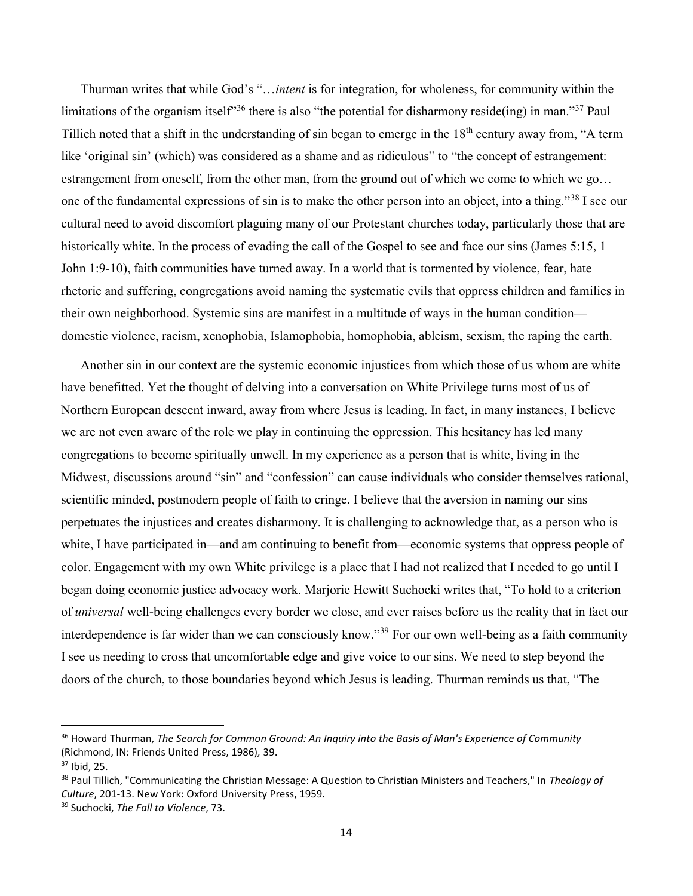Thurman writes that while God's "…*intent* is for integration, for wholeness, for community within the limitations of the organism itself"[36] there is also "the potential for disharmony reside(ing) in man."[37] Paul Tillich noted that a shift in the understanding of sin began to emerge in the 18th century away from, "A term like 'original sin' (which) was considered as a shame and as ridiculous" to "the concept of estrangement: estrangement from oneself, from the other man, from the ground out of which we come to which we go… one of the fundamental expressions of sin is to make the other person into an object, into a thing."[38] I see our cultural need to avoid discomfort plaguing many of our Protestant churches today, particularly those that are historically white. In the process of evading the call of the Gospel to see and face our sins (James 5:15, 1 John 1:9-10), faith communities have turned away. In a world that is tormented by violence, fear, hate rhetoric and suffering, congregations avoid naming the systematic evils that oppress children and families in their own neighborhood. Systemic sins are manifest in a multitude of ways in the human condition—domestic violence, racism, xenophobia, Islamophobia, homophobia, ableism, sexism, the raping the earth.

Another sin in our context are the systemic economic injustices from which those of us whom are white have benefitted. Yet the thought of delving into a conversation on White Privilege turns most of us of Northern European descent inward, away from where Jesus is leading. In fact, in many instances, I believe we are not even aware of the role we play in continuing the oppression. This hesitancy has led many congregations to become spiritually unwell. In my experience as a person that is white, living in the Midwest, discussions around "sin" and "confession" can cause individuals who consider themselves rational, scientific minded, postmodern people of faith to cringe. I believe that the aversion in naming our sins perpetuates the injustices and creates disharmony. It is challenging to acknowledge that, as a person who is white, I have participated in—and am continuing to benefit from—economic systems that oppress people of color. Engagement with my own White privilege is a place that I had not realized that I needed to go until I began doing economic justice advocacy work. Marjorie Hewitt Suchocki writes that, "To hold to a criterion of *universal* well-being challenges every border we close, and ever raises before us the reality that in fact our interdependence is far wider than we can consciously know."[39] For our own well-being as a faith community I see us needing to cross that uncomfortable edge and give voice to our sins. We need to step beyond the doors of the church, to those boundaries beyond which Jesus is leading. Thurman reminds us that, "The

---

[36] Howard Thurman, *The Search for Common Ground: An Inquiry into the Basis of Man's Experience of Community* (Richmond, IN: Friends United Press, 1986), 39.

[37] Ibid, 25.

[38] Paul Tillich, "Communicating the Christian Message: A Question to Christian Ministers and Teachers," In *Theology of Culture*, 201-13. New York: Oxford University Press, 1959.

[39] Suchocki, *The Fall to Violence*, 73.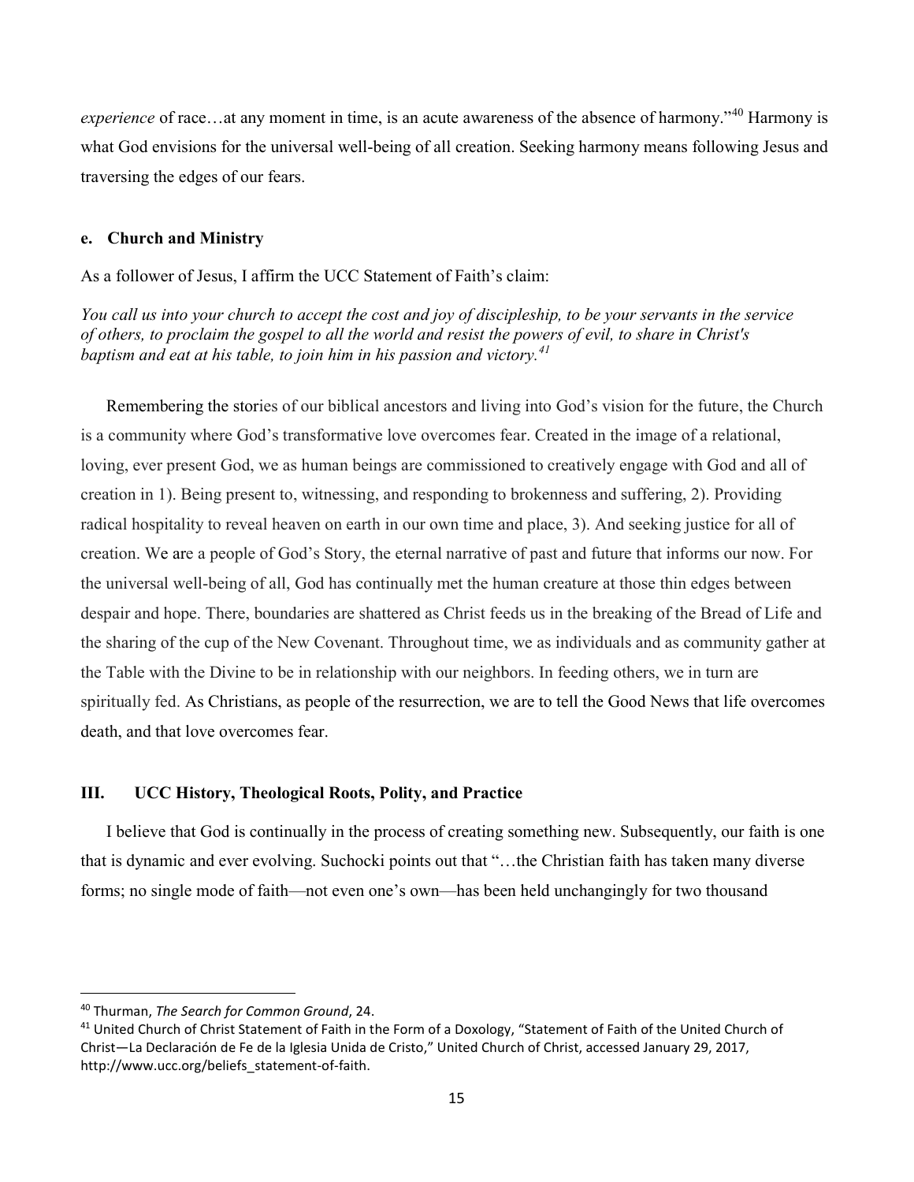*experience* of race…at any moment in time, is an acute awareness of the absence of harmony."[40] Harmony is what God envisions for the universal well-being of all creation. Seeking harmony means following Jesus and traversing the edges of our fears.

### e. Church and Ministry

As a follower of Jesus, I affirm the UCC Statement of Faith's claim:

*You call us into your church to accept the cost and joy of discipleship, to be your servants in the service of others, to proclaim the gospel to all the world and resist the powers of evil, to share in Christ's baptism and eat at his table, to join him in his passion and victory.*[41]

Remembering the stories of our biblical ancestors and living into God's vision for the future, the Church is a community where God's transformative love overcomes fear. Created in the image of a relational, loving, ever present God, we as human beings are commissioned to creatively engage with God and all of creation in 1). Being present to, witnessing, and responding to brokenness and suffering, 2). Providing radical hospitality to reveal heaven on earth in our own time and place, 3). And seeking justice for all of creation. We are a people of God's Story, the eternal narrative of past and future that informs our now. For the universal well-being of all, God has continually met the human creature at those thin edges between despair and hope. There, boundaries are shattered as Christ feeds us in the breaking of the Bread of Life and the sharing of the cup of the New Covenant. Throughout time, we as individuals and as community gather at the Table with the Divine to be in relationship with our neighbors. In feeding others, we in turn are spiritually fed. As Christians, as people of the resurrection, we are to tell the Good News that life overcomes death, and that love overcomes fear.

## III. UCC History, Theological Roots, Polity, and Practice

I believe that God is continually in the process of creating something new. Subsequently, our faith is one that is dynamic and ever evolving. Suchocki points out that "…the Christian faith has taken many diverse forms; no single mode of faith—not even one's own—has been held unchangingly for two thousand

---

[40] Thurman, *The Search for Common Ground*, 24.

[41] United Church of Christ Statement of Faith in the Form of a Doxology, "Statement of Faith of the United Church of Christ—La Declaración de Fe de la Iglesia Unida de Cristo," United Church of Christ, accessed January 29, 2017, http://www.ucc.org/beliefs_statement-of-faith.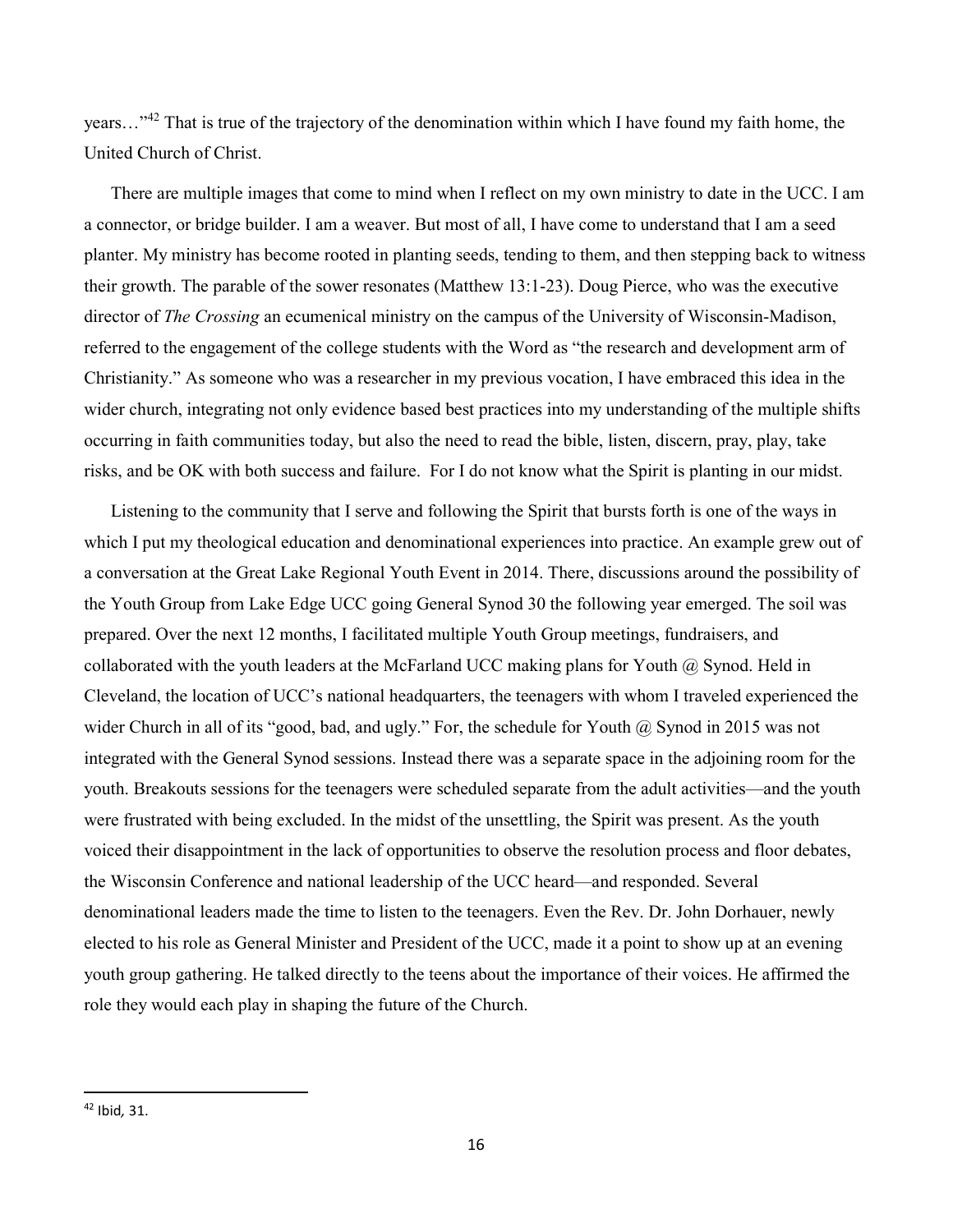years…"[42] That is true of the trajectory of the denomination within which I have found my faith home, the United Church of Christ.

There are multiple images that come to mind when I reflect on my own ministry to date in the UCC. I am a connector, or bridge builder. I am a weaver. But most of all, I have come to understand that I am a seed planter. My ministry has become rooted in planting seeds, tending to them, and then stepping back to witness their growth. The parable of the sower resonates (Matthew 13:1-23). Doug Pierce, who was the executive director of *The Crossing* an ecumenical ministry on the campus of the University of Wisconsin-Madison, referred to the engagement of the college students with the Word as "the research and development arm of Christianity." As someone who was a researcher in my previous vocation, I have embraced this idea in the wider church, integrating not only evidence based best practices into my understanding of the multiple shifts occurring in faith communities today, but also the need to read the bible, listen, discern, pray, play, take risks, and be OK with both success and failure. For I do not know what the Spirit is planting in our midst.

Listening to the community that I serve and following the Spirit that bursts forth is one of the ways in which I put my theological education and denominational experiences into practice. An example grew out of a conversation at the Great Lake Regional Youth Event in 2014. There, discussions around the possibility of the Youth Group from Lake Edge UCC going General Synod 30 the following year emerged. The soil was prepared. Over the next 12 months, I facilitated multiple Youth Group meetings, fundraisers, and collaborated with the youth leaders at the McFarland UCC making plans for Youth @ Synod. Held in Cleveland, the location of UCC's national headquarters, the teenagers with whom I traveled experienced the wider Church in all of its "good, bad, and ugly." For, the schedule for Youth @ Synod in 2015 was not integrated with the General Synod sessions. Instead there was a separate space in the adjoining room for the youth. Breakouts sessions for the teenagers were scheduled separate from the adult activities—and the youth were frustrated with being excluded. In the midst of the unsettling, the Spirit was present. As the youth voiced their disappointment in the lack of opportunities to observe the resolution process and floor debates, the Wisconsin Conference and national leadership of the UCC heard—and responded. Several denominational leaders made the time to listen to the teenagers. Even the Rev. Dr. John Dorhauer, newly elected to his role as General Minister and President of the UCC, made it a point to show up at an evening youth group gathering. He talked directly to the teens about the importance of their voices. He affirmed the role they would each play in shaping the future of the Church.

---

[42] Ibid, 31.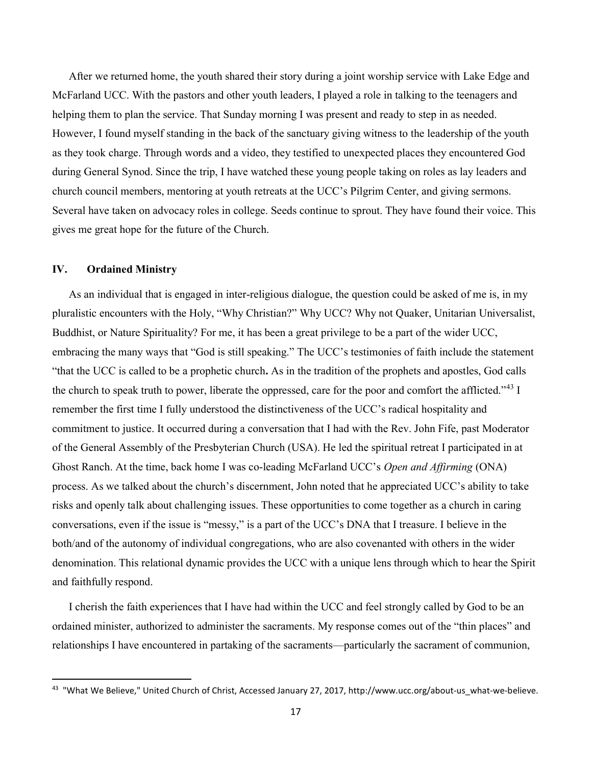After we returned home, the youth shared their story during a joint worship service with Lake Edge and McFarland UCC. With the pastors and other youth leaders, I played a role in talking to the teenagers and helping them to plan the service. That Sunday morning I was present and ready to step in as needed. However, I found myself standing in the back of the sanctuary giving witness to the leadership of the youth as they took charge. Through words and a video, they testified to unexpected places they encountered God during General Synod. Since the trip, I have watched these young people taking on roles as lay leaders and church council members, mentoring at youth retreats at the UCC's Pilgrim Center, and giving sermons. Several have taken on advocacy roles in college. Seeds continue to sprout. They have found their voice. This gives me great hope for the future of the Church.

## IV. Ordained Ministry

As an individual that is engaged in inter-religious dialogue, the question could be asked of me is, in my pluralistic encounters with the Holy, "Why Christian?" Why UCC? Why not Quaker, Unitarian Universalist, Buddhist, or Nature Spirituality? For me, it has been a great privilege to be a part of the wider UCC, embracing the many ways that "God is still speaking." The UCC's testimonies of faith include the statement "that the UCC is called to be a prophetic church**.** As in the tradition of the prophets and apostles, God calls the church to speak truth to power, liberate the oppressed, care for the poor and comfort the afflicted."[43] I remember the first time I fully understood the distinctiveness of the UCC's radical hospitality and commitment to justice. It occurred during a conversation that I had with the Rev. John Fife, past Moderator of the General Assembly of the Presbyterian Church (USA). He led the spiritual retreat I participated in at Ghost Ranch. At the time, back home I was co-leading McFarland UCC's *Open and Affirming* (ONA) process. As we talked about the church's discernment, John noted that he appreciated UCC's ability to take risks and openly talk about challenging issues. These opportunities to come together as a church in caring conversations, even if the issue is "messy," is a part of the UCC's DNA that I treasure. I believe in the both/and of the autonomy of individual congregations, who are also covenanted with others in the wider denomination. This relational dynamic provides the UCC with a unique lens through which to hear the Spirit and faithfully respond.

I cherish the faith experiences that I have had within the UCC and feel strongly called by God to be an ordained minister, authorized to administer the sacraments. My response comes out of the "thin places" and relationships I have encountered in partaking of the sacraments—particularly the sacrament of communion,

---

[43] "What We Believe," United Church of Christ, Accessed January 27, 2017, http://www.ucc.org/about-us_what-we-believe.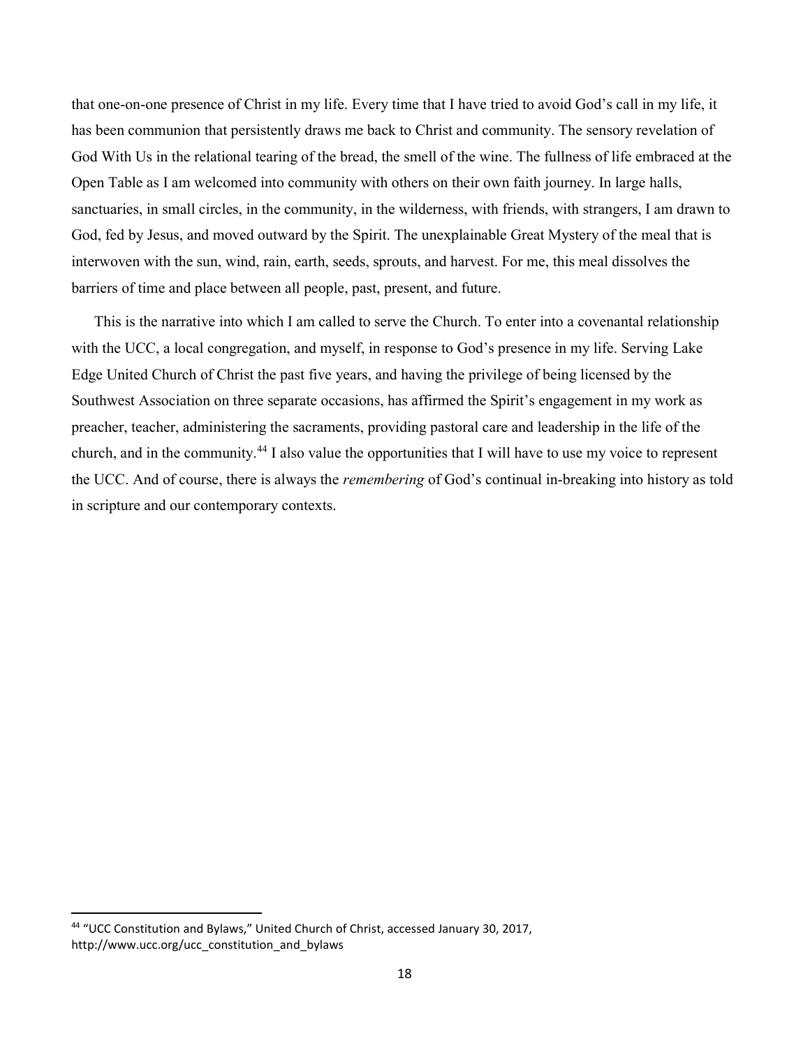that one-on-one presence of Christ in my life. Every time that I have tried to avoid God's call in my life, it has been communion that persistently draws me back to Christ and community. The sensory revelation of God With Us in the relational tearing of the bread, the smell of the wine. The fullness of life embraced at the Open Table as I am welcomed into community with others on their own faith journey. In large halls, sanctuaries, in small circles, in the community, in the wilderness, with friends, with strangers, I am drawn to God, fed by Jesus, and moved outward by the Spirit. The unexplainable Great Mystery of the meal that is interwoven with the sun, wind, rain, earth, seeds, sprouts, and harvest. For me, this meal dissolves the barriers of time and place between all people, past, present, and future.

This is the narrative into which I am called to serve the Church. To enter into a covenantal relationship with the UCC, a local congregation, and myself, in response to God's presence in my life. Serving Lake Edge United Church of Christ the past five years, and having the privilege of being licensed by the Southwest Association on three separate occasions, has affirmed the Spirit's engagement in my work as preacher, teacher, administering the sacraments, providing pastoral care and leadership in the life of the church, and in the community.[44] I also value the opportunities that I will have to use my voice to represent the UCC. And of course, there is always the *remembering* of God's continual in-breaking into history as told in scripture and our contemporary contexts.

---

[44] "UCC Constitution and Bylaws," United Church of Christ, accessed January 30, 2017, http://www.ucc.org/ucc_constitution_and_bylaws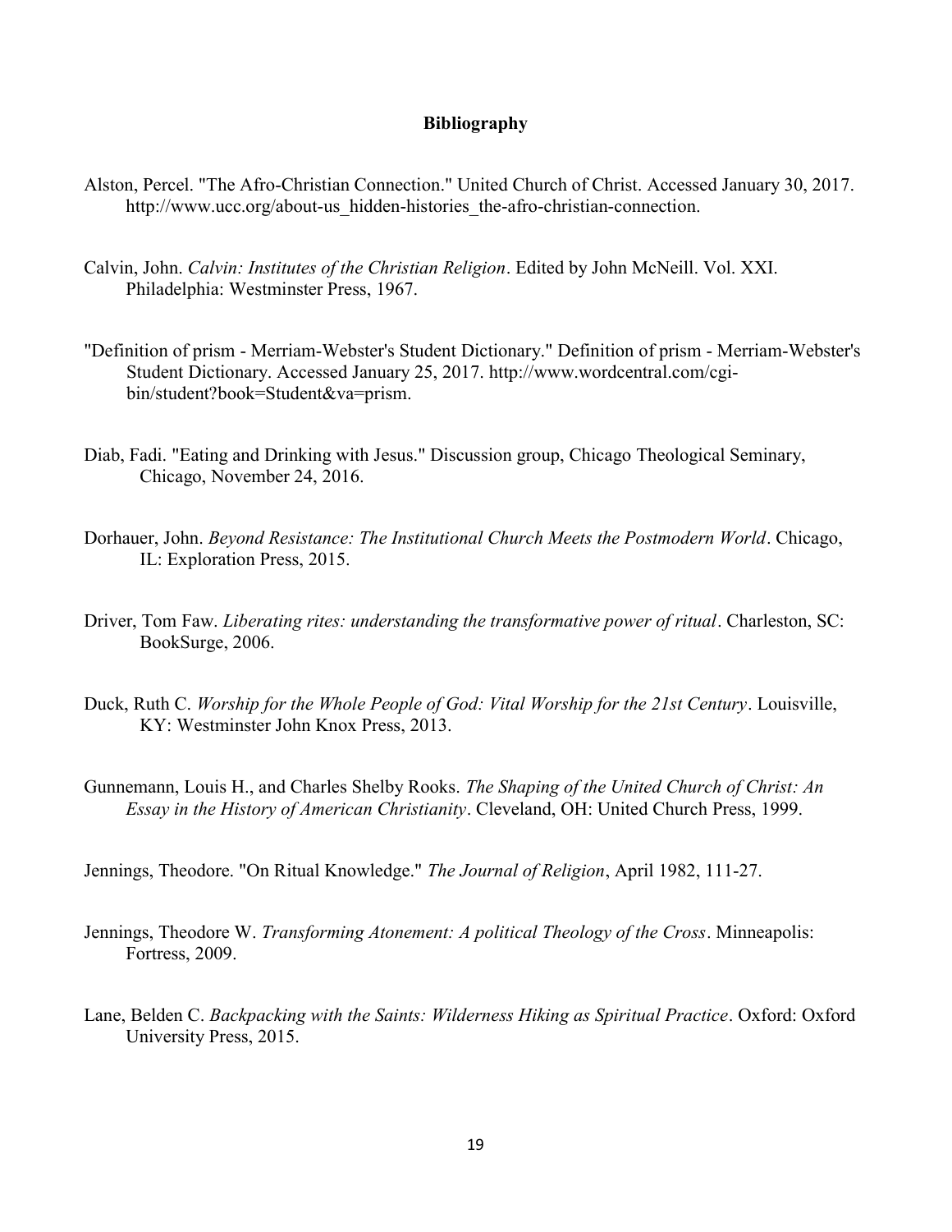## Bibliography

Alston, Percel. "The Afro-Christian Connection." United Church of Christ. Accessed January 30, 2017. http://www.ucc.org/about-us_hidden-histories_the-afro-christian-connection.

Calvin, John. *Calvin: Institutes of the Christian Religion*. Edited by John McNeill. Vol. XXI. Philadelphia: Westminster Press, 1967.

"Definition of prism - Merriam-Webster's Student Dictionary." Definition of prism - Merriam-Webster's Student Dictionary. Accessed January 25, 2017. http://www.wordcentral.com/cgi-bin/student?book=Student&va=prism.

Diab, Fadi. "Eating and Drinking with Jesus." Discussion group, Chicago Theological Seminary, Chicago, November 24, 2016.

Dorhauer, John. *Beyond Resistance: The Institutional Church Meets the Postmodern World*. Chicago, IL: Exploration Press, 2015.

Driver, Tom Faw. *Liberating rites: understanding the transformative power of ritual*. Charleston, SC: BookSurge, 2006.

Duck, Ruth C. *Worship for the Whole People of God: Vital Worship for the 21st Century*. Louisville, KY: Westminster John Knox Press, 2013.

Gunnemann, Louis H., and Charles Shelby Rooks. *The Shaping of the United Church of Christ: An Essay in the History of American Christianity*. Cleveland, OH: United Church Press, 1999.

Jennings, Theodore. "On Ritual Knowledge." *The Journal of Religion*, April 1982, 111-27.

Jennings, Theodore W. *Transforming Atonement: A political Theology of the Cross*. Minneapolis: Fortress, 2009.

Lane, Belden C. *Backpacking with the Saints: Wilderness Hiking as Spiritual Practice*. Oxford: Oxford University Press, 2015.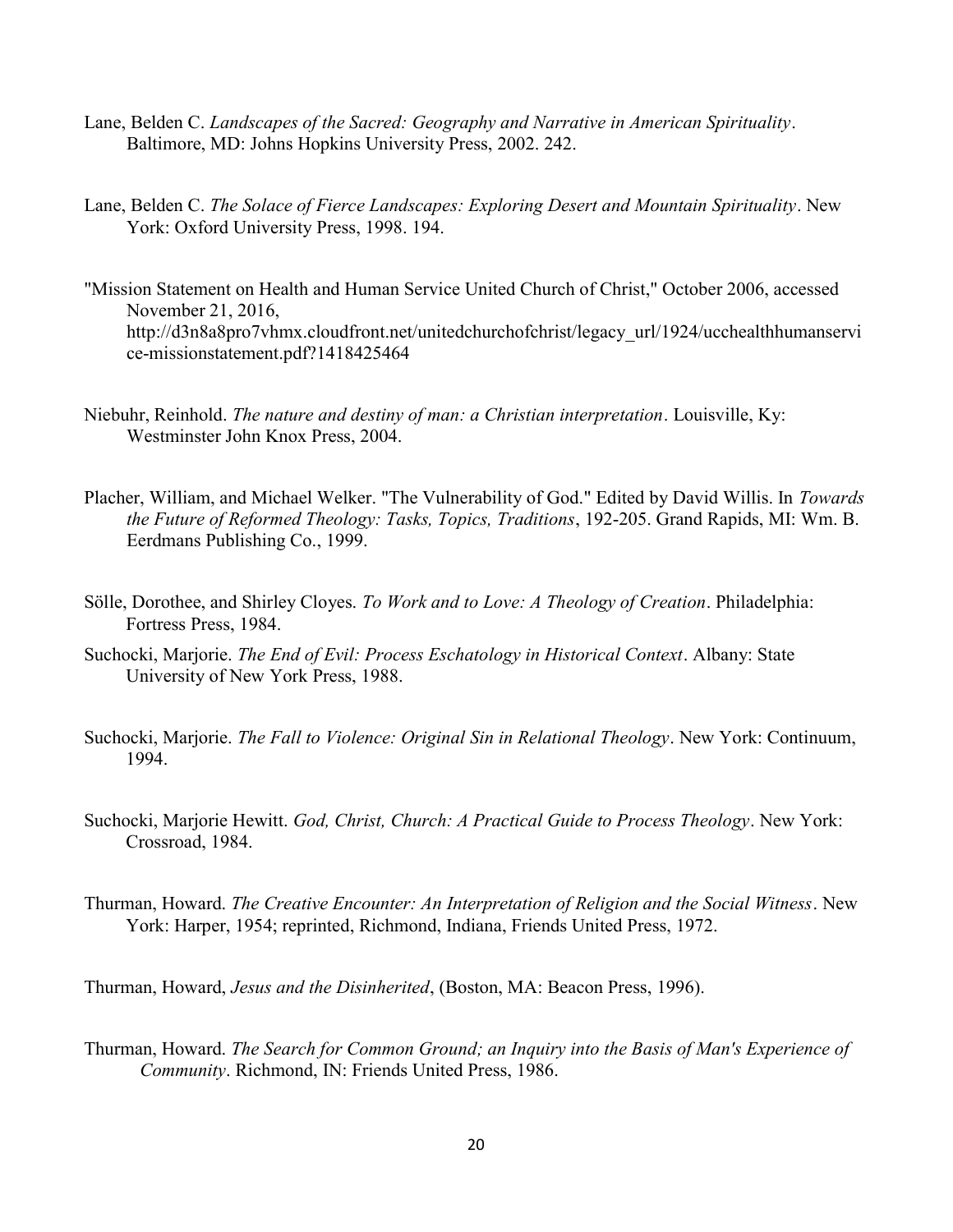Lane, Belden C. *Landscapes of the Sacred: Geography and Narrative in American Spirituality*. Baltimore, MD: Johns Hopkins University Press, 2002. 242.

Lane, Belden C. *The Solace of Fierce Landscapes: Exploring Desert and Mountain Spirituality*. New York: Oxford University Press, 1998. 194.

"Mission Statement on Health and Human Service United Church of Christ," October 2006, accessed November 21, 2016, http://d3n8a8pro7vhmx.cloudfront.net/unitedchurchofchrist/legacy_url/1924/ucchealthhumanservice-missionstatement.pdf?1418425464

Niebuhr, Reinhold. *The nature and destiny of man: a Christian interpretation*. Louisville, Ky: Westminster John Knox Press, 2004.

Placher, William, and Michael Welker. "The Vulnerability of God." Edited by David Willis. In *Towards the Future of Reformed Theology: Tasks, Topics, Traditions*, 192-205. Grand Rapids, MI: Wm. B. Eerdmans Publishing Co., 1999.

Sölle, Dorothee, and Shirley Cloyes. *To Work and to Love: A Theology of Creation*. Philadelphia: Fortress Press, 1984.

Suchocki, Marjorie. *The End of Evil: Process Eschatology in Historical Context*. Albany: State University of New York Press, 1988.

Suchocki, Marjorie. *The Fall to Violence: Original Sin in Relational Theology*. New York: Continuum, 1994.

Suchocki, Marjorie Hewitt. *God, Christ, Church: A Practical Guide to Process Theology*. New York: Crossroad, 1984.

Thurman, Howard. *The Creative Encounter: An Interpretation of Religion and the Social Witness*. New York: Harper, 1954; reprinted, Richmond, Indiana, Friends United Press, 1972.

Thurman, Howard, *Jesus and the Disinherited*, (Boston, MA: Beacon Press, 1996).

Thurman, Howard. *The Search for Common Ground; an Inquiry into the Basis of Man's Experience of Community*. Richmond, IN: Friends United Press, 1986.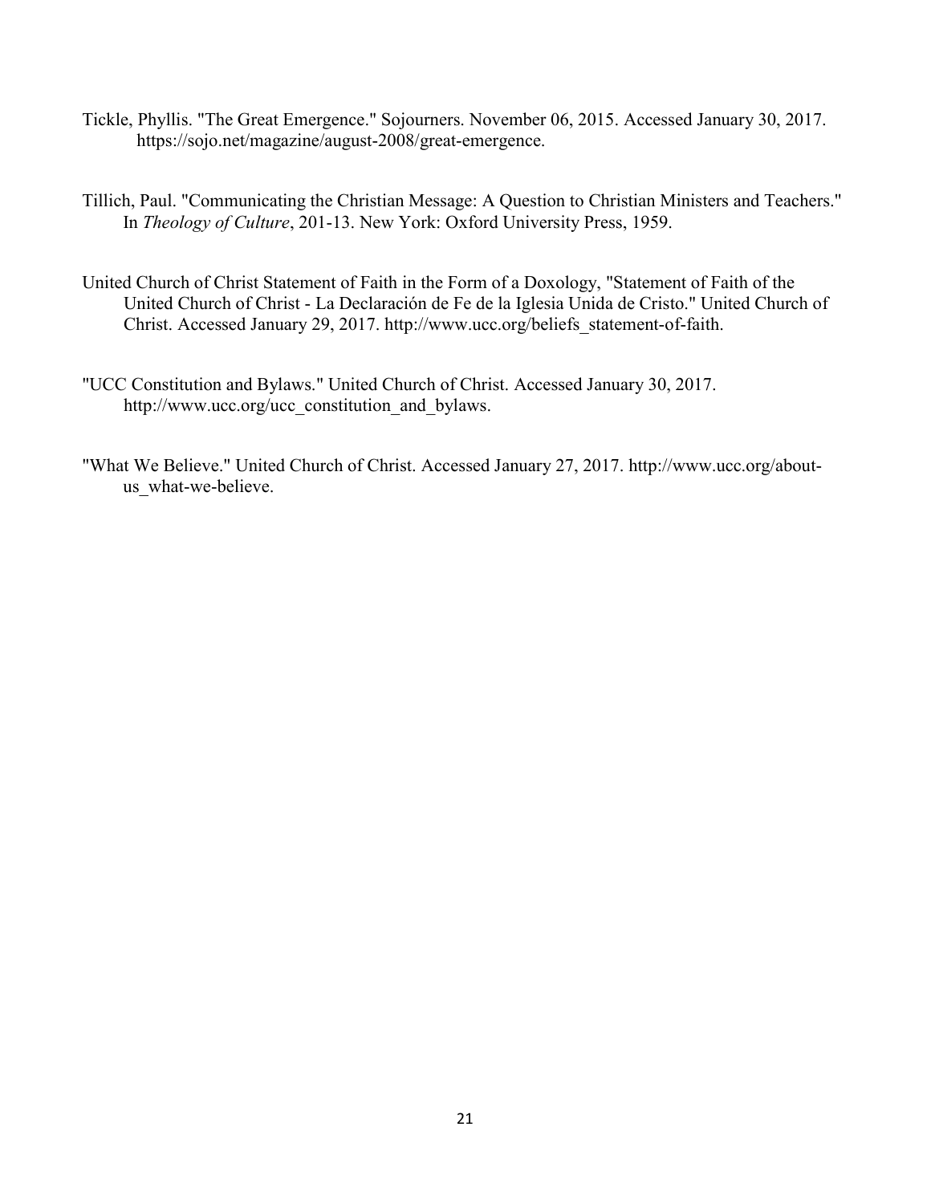Tickle, Phyllis. "The Great Emergence." Sojourners. November 06, 2015. Accessed January 30, 2017. https://sojo.net/magazine/august-2008/great-emergence.

Tillich, Paul. "Communicating the Christian Message: A Question to Christian Ministers and Teachers." In *Theology of Culture*, 201-13. New York: Oxford University Press, 1959.

United Church of Christ Statement of Faith in the Form of a Doxology, "Statement of Faith of the United Church of Christ - La Declaración de Fe de la Iglesia Unida de Cristo." United Church of Christ. Accessed January 29, 2017. http://www.ucc.org/beliefs_statement-of-faith.

"UCC Constitution and Bylaws." United Church of Christ. Accessed January 30, 2017. http://www.ucc.org/ucc_constitution_and_bylaws.

"What We Believe." United Church of Christ. Accessed January 27, 2017. http://www.ucc.org/about-us_what-we-believe.